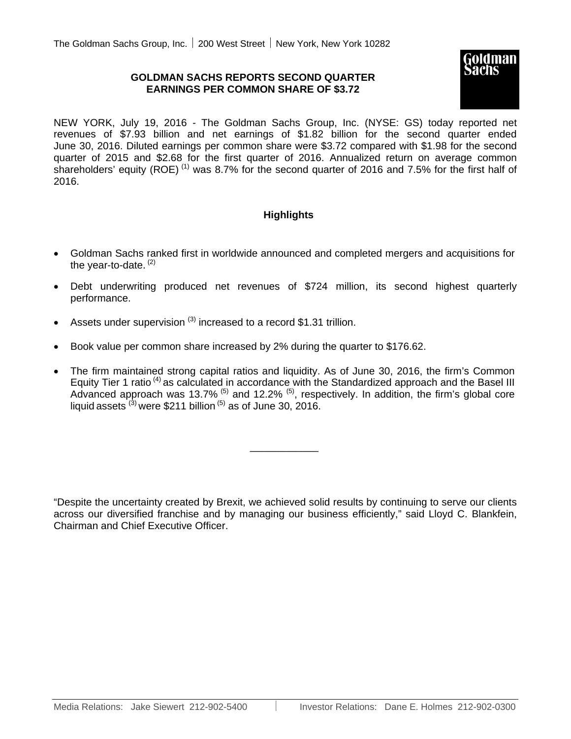The Goldman Sachs Group, Inc. | 200 West Street | New York, New York 10282

# GOLDMAN SACHS REPORTS SECOND QUARTER EARNINGS PER COMMON SHARE OF $3.72

NEW YORK, July 19, 2016 - The Goldman Sachs Group, Inc. (NYSE: GS) today reported net revenues of $7.93 billion and net earnings of $1.82 billion for the second quarter ended June 30, 2016. Diluted earnings per common share were $3.72 compared with $1.98 for the second quarter of 2015 and $2.68 for the first quarter of 2016. Annualized return on average common shareholders' equity (ROE) [(1)] was 8.7% for the second quarter of 2016 and 7.5% for the first half of 2016.

## Highlights

- Goldman Sachs ranked first in worldwide announced and completed mergers and acquisitions for the year-to-date. [(2)]
- Debt underwriting produced net revenues of $724 million, its second highest quarterly performance.
- Assets under supervision [(3)] increased to a record $1.31 trillion.
- Book value per common share increased by 2% during the quarter to $176.62.
- The firm maintained strong capital ratios and liquidity. As of June 30, 2016, the firm's Common Equity Tier 1 ratio [(4)] as calculated in accordance with the Standardized approach and the Basel III Advanced approach was 13.7% [(5)] and 12.2% [(5)], respectively. In addition, the firm's global core liquid assets [(3)] were $211 billion [(5)] as of June 30, 2016.

---

"Despite the uncertainty created by Brexit, we achieved solid results by continuing to serve our clients across our diversified franchise and by managing our business efficiently," said Lloyd C. Blankfein, Chairman and Chief Executive Officer.

Media Relations: Jake Siewert 212-902-5400 | Investor Relations: Dane E. Holmes 212-902-0300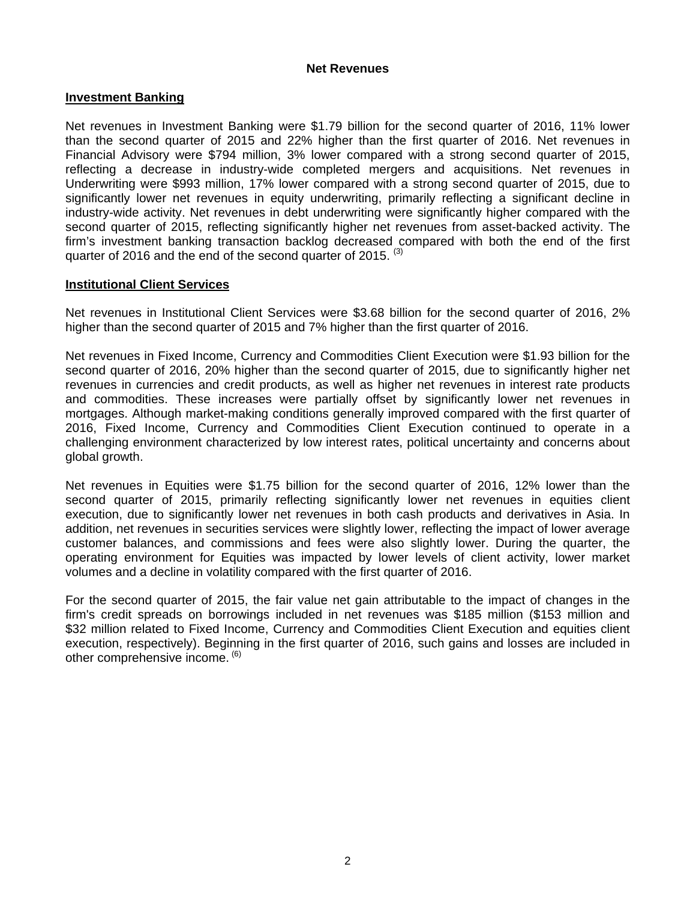## Net Revenues

### Investment Banking

Net revenues in Investment Banking were $1.79 billion for the second quarter of 2016, 11% lower than the second quarter of 2015 and 22% higher than the first quarter of 2016. Net revenues in Financial Advisory were $794 million, 3% lower compared with a strong second quarter of 2015, reflecting a decrease in industry-wide completed mergers and acquisitions. Net revenues in Underwriting were $993 million, 17% lower compared with a strong second quarter of 2015, due to significantly lower net revenues in equity underwriting, primarily reflecting a significant decline in industry-wide activity. Net revenues in debt underwriting were significantly higher compared with the second quarter of 2015, reflecting significantly higher net revenues from asset-backed activity. The firm's investment banking transaction backlog decreased compared with both the end of the first quarter of 2016 and the end of the second quarter of 2015. [(3)]

### Institutional Client Services

Net revenues in Institutional Client Services were $3.68 billion for the second quarter of 2016, 2% higher than the second quarter of 2015 and 7% higher than the first quarter of 2016.

Net revenues in Fixed Income, Currency and Commodities Client Execution were $1.93 billion for the second quarter of 2016, 20% higher than the second quarter of 2015, due to significantly higher net revenues in currencies and credit products, as well as higher net revenues in interest rate products and commodities. These increases were partially offset by significantly lower net revenues in mortgages. Although market-making conditions generally improved compared with the first quarter of 2016, Fixed Income, Currency and Commodities Client Execution continued to operate in a challenging environment characterized by low interest rates, political uncertainty and concerns about global growth.

Net revenues in Equities were $1.75 billion for the second quarter of 2016, 12% lower than the second quarter of 2015, primarily reflecting significantly lower net revenues in equities client execution, due to significantly lower net revenues in both cash products and derivatives in Asia. In addition, net revenues in securities services were slightly lower, reflecting the impact of lower average customer balances, and commissions and fees were also slightly lower. During the quarter, the operating environment for Equities was impacted by lower levels of client activity, lower market volumes and a decline in volatility compared with the first quarter of 2016.

For the second quarter of 2015, the fair value net gain attributable to the impact of changes in the firm's credit spreads on borrowings included in net revenues was $185 million ($153 million and $32 million related to Fixed Income, Currency and Commodities Client Execution and equities client execution, respectively). Beginning in the first quarter of 2016, such gains and losses are included in other comprehensive income. [(6)]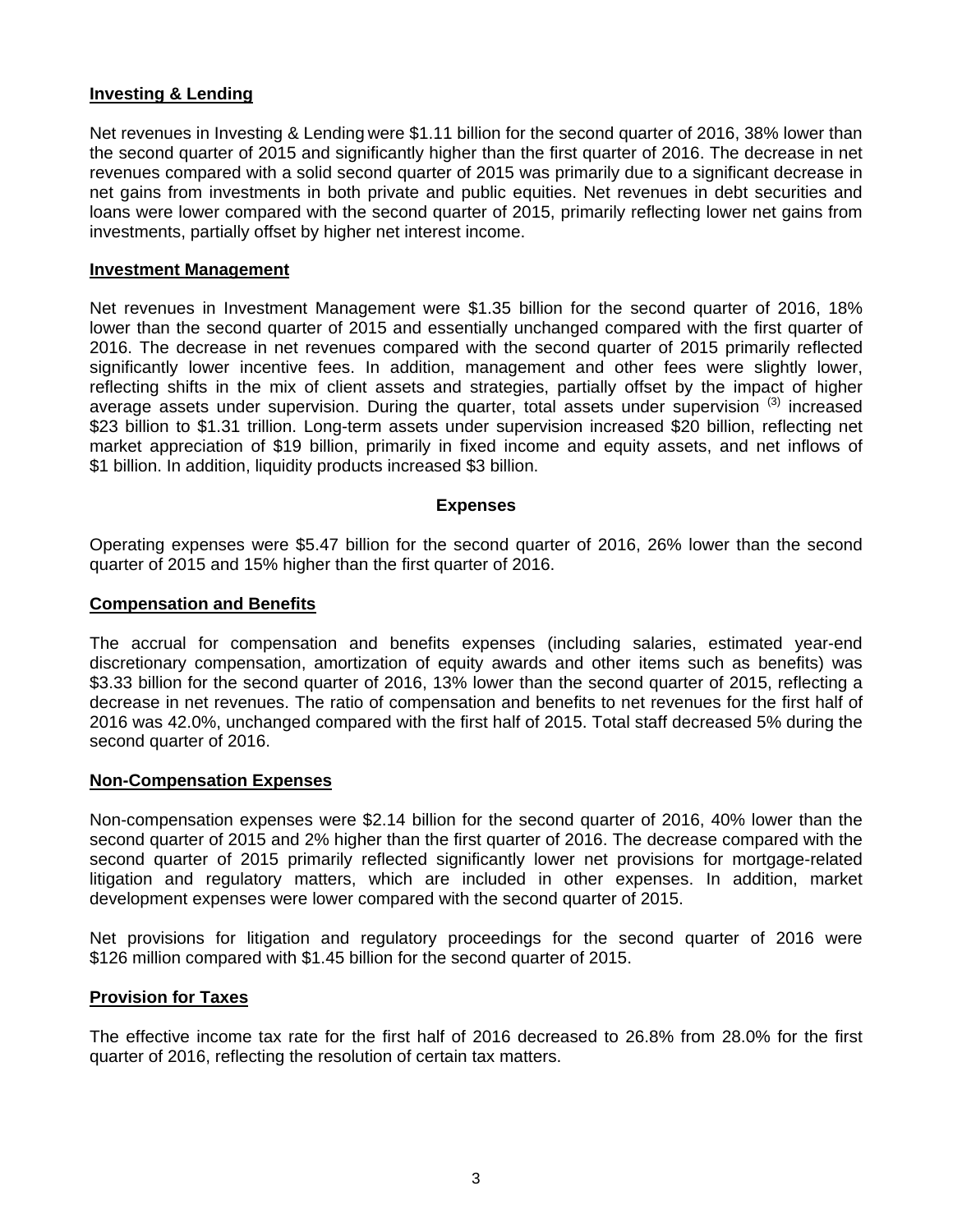## Investing & Lending

Net revenues in Investing & Lending were $1.11 billion for the second quarter of 2016, 38% lower than the second quarter of 2015 and significantly higher than the first quarter of 2016. The decrease in net revenues compared with a solid second quarter of 2015 was primarily due to a significant decrease in net gains from investments in both private and public equities. Net revenues in debt securities and loans were lower compared with the second quarter of 2015, primarily reflecting lower net gains from investments, partially offset by higher net interest income.

## Investment Management

Net revenues in Investment Management were $1.35 billion for the second quarter of 2016, 18% lower than the second quarter of 2015 and essentially unchanged compared with the first quarter of 2016. The decrease in net revenues compared with the second quarter of 2015 primarily reflected significantly lower incentive fees. In addition, management and other fees were slightly lower, reflecting shifts in the mix of client assets and strategies, partially offset by the impact of higher average assets under supervision. During the quarter, total assets under supervision [(3)] increased $23 billion to $1.31 trillion. Long-term assets under supervision increased $20 billion, reflecting net market appreciation of $19 billion, primarily in fixed income and equity assets, and net inflows of $1 billion. In addition, liquidity products increased $3 billion.

# Expenses

Operating expenses were $5.47 billion for the second quarter of 2016, 26% lower than the second quarter of 2015 and 15% higher than the first quarter of 2016.

## Compensation and Benefits

The accrual for compensation and benefits expenses (including salaries, estimated year-end discretionary compensation, amortization of equity awards and other items such as benefits) was $3.33 billion for the second quarter of 2016, 13% lower than the second quarter of 2015, reflecting a decrease in net revenues. The ratio of compensation and benefits to net revenues for the first half of 2016 was 42.0%, unchanged compared with the first half of 2015. Total staff decreased 5% during the second quarter of 2016.

## Non-Compensation Expenses

Non-compensation expenses were $2.14 billion for the second quarter of 2016, 40% lower than the second quarter of 2015 and 2% higher than the first quarter of 2016. The decrease compared with the second quarter of 2015 primarily reflected significantly lower net provisions for mortgage-related litigation and regulatory matters, which are included in other expenses. In addition, market development expenses were lower compared with the second quarter of 2015.

Net provisions for litigation and regulatory proceedings for the second quarter of 2016 were $126 million compared with $1.45 billion for the second quarter of 2015.

## Provision for Taxes

The effective income tax rate for the first half of 2016 decreased to 26.8% from 28.0% for the first quarter of 2016, reflecting the resolution of certain tax matters.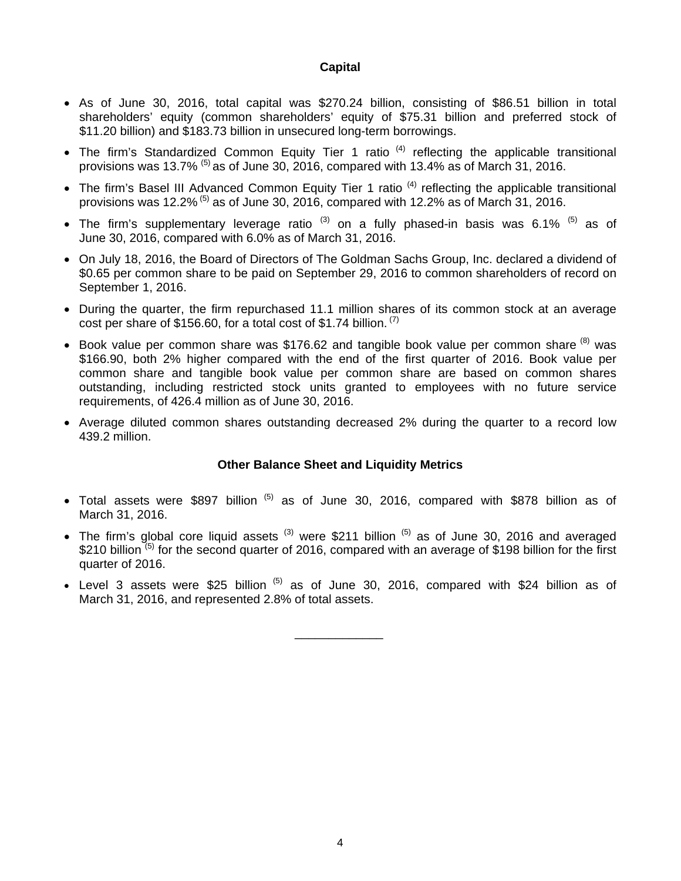## Capital

- As of June 30, 2016, total capital was $270.24 billion, consisting of $86.51 billion in total shareholders' equity (common shareholders' equity of $75.31 billion and preferred stock of $11.20 billion) and $183.73 billion in unsecured long-term borrowings.
- The firm's Standardized Common Equity Tier 1 ratio [(4)] reflecting the applicable transitional provisions was 13.7% [(5)] as of June 30, 2016, compared with 13.4% as of March 31, 2016.
- The firm's Basel III Advanced Common Equity Tier 1 ratio [(4)] reflecting the applicable transitional provisions was 12.2% [(5)] as of June 30, 2016, compared with 12.2% as of March 31, 2016.
- The firm's supplementary leverage ratio [(3)] on a fully phased-in basis was 6.1% [(5)] as of June 30, 2016, compared with 6.0% as of March 31, 2016.
- On July 18, 2016, the Board of Directors of The Goldman Sachs Group, Inc. declared a dividend of $0.65 per common share to be paid on September 29, 2016 to common shareholders of record on September 1, 2016.
- During the quarter, the firm repurchased 11.1 million shares of its common stock at an average cost per share of $156.60, for a total cost of $1.74 billion. [(7)]
- Book value per common share was $176.62 and tangible book value per common share [(8)] was $166.90, both 2% higher compared with the end of the first quarter of 2016. Book value per common share and tangible book value per common share are based on common shares outstanding, including restricted stock units granted to employees with no future service requirements, of 426.4 million as of June 30, 2016.
- Average diluted common shares outstanding decreased 2% during the quarter to a record low 439.2 million.

## Other Balance Sheet and Liquidity Metrics

- Total assets were $897 billion [(5)] as of June 30, 2016, compared with $878 billion as of March 31, 2016.
- The firm's global core liquid assets [(3)] were $211 billion [(5)] as of June 30, 2016 and averaged $210 billion [(5)] for the second quarter of 2016, compared with an average of $198 billion for the first quarter of 2016.
- Level 3 assets were $25 billion [(5)] as of June 30, 2016, compared with $24 billion as of March 31, 2016, and represented 2.8% of total assets.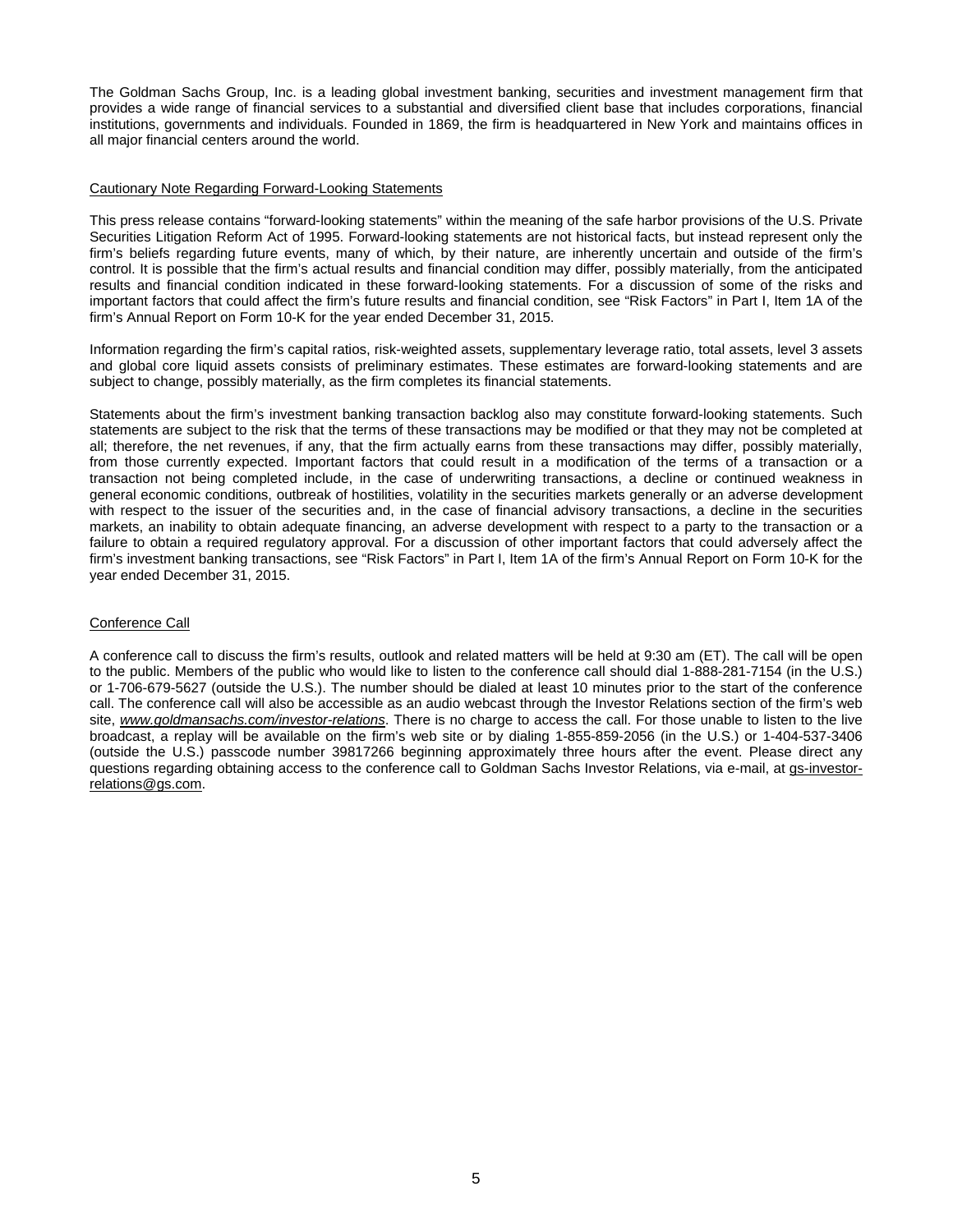The Goldman Sachs Group, Inc. is a leading global investment banking, securities and investment management firm that provides a wide range of financial services to a substantial and diversified client base that includes corporations, financial institutions, governments and individuals. Founded in 1869, the firm is headquartered in New York and maintains offices in all major financial centers around the world.

## Cautionary Note Regarding Forward-Looking Statements

This press release contains "forward-looking statements" within the meaning of the safe harbor provisions of the U.S. Private Securities Litigation Reform Act of 1995. Forward-looking statements are not historical facts, but instead represent only the firm's beliefs regarding future events, many of which, by their nature, are inherently uncertain and outside of the firm's control. It is possible that the firm's actual results and financial condition may differ, possibly materially, from the anticipated results and financial condition indicated in these forward-looking statements. For a discussion of some of the risks and important factors that could affect the firm's future results and financial condition, see "Risk Factors" in Part I, Item 1A of the firm's Annual Report on Form 10-K for the year ended December 31, 2015.

Information regarding the firm's capital ratios, risk-weighted assets, supplementary leverage ratio, total assets, level 3 assets and global core liquid assets consists of preliminary estimates. These estimates are forward-looking statements and are subject to change, possibly materially, as the firm completes its financial statements.

Statements about the firm's investment banking transaction backlog also may constitute forward-looking statements. Such statements are subject to the risk that the terms of these transactions may be modified or that they may not be completed at all; therefore, the net revenues, if any, that the firm actually earns from these transactions may differ, possibly materially, from those currently expected. Important factors that could result in a modification of the terms of a transaction or a transaction not being completed include, in the case of underwriting transactions, a decline or continued weakness in general economic conditions, outbreak of hostilities, volatility in the securities markets generally or an adverse development with respect to the issuer of the securities and, in the case of financial advisory transactions, a decline in the securities markets, an inability to obtain adequate financing, an adverse development with respect to a party to the transaction or a failure to obtain a required regulatory approval. For a discussion of other important factors that could adversely affect the firm's investment banking transactions, see "Risk Factors" in Part I, Item 1A of the firm's Annual Report on Form 10-K for the year ended December 31, 2015.

## Conference Call

A conference call to discuss the firm's results, outlook and related matters will be held at 9:30 am (ET). The call will be open to the public. Members of the public who would like to listen to the conference call should dial 1-888-281-7154 (in the U.S.) or 1-706-679-5627 (outside the U.S.). The number should be dialed at least 10 minutes prior to the start of the conference call. The conference call will also be accessible as an audio webcast through the Investor Relations section of the firm's web site, *www.goldmansachs.com/investor-relations*. There is no charge to access the call. For those unable to listen to the live broadcast, a replay will be available on the firm's web site or by dialing 1-855-859-2056 (in the U.S.) or 1-404-537-3406 (outside the U.S.) passcode number 39817266 beginning approximately three hours after the event. Please direct any questions regarding obtaining access to the conference call to Goldman Sachs Investor Relations, via e-mail, at gs-investor-relations@gs.com.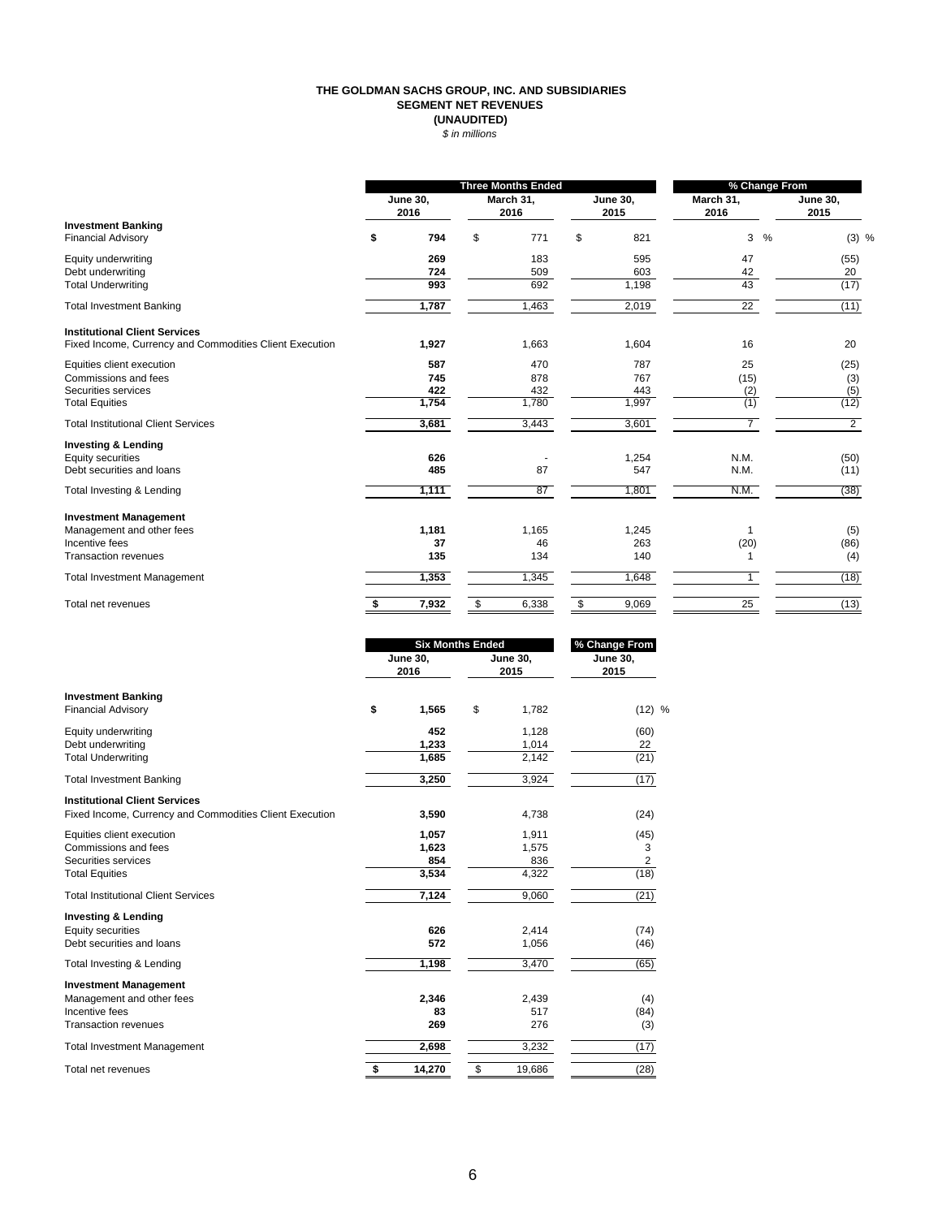**THE GOLDMAN SACHS GROUP, INC. AND SUBSIDIARIES**
**SEGMENT NET REVENUES**
**(UNAUDITED)**
*$ in millions*

| | Three Months Ended | | | % Change From | |
|---|---|---|---|---|---|
| | **June 30, 2016** | **March 31, 2016** | **June 30, 2015** | **March 31, 2016** | **June 30, 2015** |
| **Investment Banking** | | | | | |
| Financial Advisory | **$ 794** | $ 771 | $ 821 | 3 % | (3) % |
| Equity underwriting | **269** | 183 | 595 | 47 | (55) |
| Debt underwriting | **724** | 509 | 603 | 42 | 20 |
| Total Underwriting | **993** | 692 | 1,198 | 43 | (17) |
| Total Investment Banking | **1,787** | 1,463 | 2,019 | 22 | (11) |
| **Institutional Client Services** | | | | | |
| Fixed Income, Currency and Commodities Client Execution | **1,927** | 1,663 | 1,604 | 16 | 20 |
| Equities client execution | **587** | 470 | 787 | 25 | (25) |
| Commissions and fees | **745** | 878 | 767 | (15) | (3) |
| Securities services | **422** | 432 | 443 | (2) | (5) |
| Total Equities | **1,754** | 1,780 | 1,997 | (1) | (12) |
| Total Institutional Client Services | **3,681** | 3,443 | 3,601 | 7 | 2 |
| **Investing & Lending** | | | | | |
| Equity securities | **626** | - | 1,254 | N.M. | (50) |
| Debt securities and loans | **485** | 87 | 547 | N.M. | (11) |
| Total Investing & Lending | **1,111** | 87 | 1,801 | N.M. | (38) |
| **Investment Management** | | | | | |
| Management and other fees | **1,181** | 1,165 | 1,245 | 1 | (5) |
| Incentive fees | **37** | 46 | 263 | (20) | (86) |
| Transaction revenues | **135** | 134 | 140 | 1 | (4) |
| Total Investment Management | **1,353** | 1,345 | 1,648 | 1 | (18) |
| Total net revenues | **$ 7,932** | $ 6,338 | $ 9,069 | 25 | (13) |

| | Six Months Ended | | % Change From |
|---|---|---|---|
| | **June 30, 2016** | **June 30, 2015** | **June 30, 2015** |
| **Investment Banking** | | | |
| Financial Advisory | **$ 1,565** | $ 1,782 | (12) % |
| Equity underwriting | **452** | 1,128 | (60) |
| Debt underwriting | **1,233** | 1,014 | 22 |
| Total Underwriting | **1,685** | 2,142 | (21) |
| Total Investment Banking | **3,250** | 3,924 | (17) |
| **Institutional Client Services** | | | |
| Fixed Income, Currency and Commodities Client Execution | **3,590** | 4,738 | (24) |
| Equities client execution | **1,057** | 1,911 | (45) |
| Commissions and fees | **1,623** | 1,575 | 3 |
| Securities services | **854** | 836 | 2 |
| Total Equities | **3,534** | 4,322 | (18) |
| Total Institutional Client Services | **7,124** | 9,060 | (21) |
| **Investing & Lending** | | | |
| Equity securities | **626** | 2,414 | (74) |
| Debt securities and loans | **572** | 1,056 | (46) |
| Total Investing & Lending | **1,198** | 3,470 | (65) |
| **Investment Management** | | | |
| Management and other fees | **2,346** | 2,439 | (4) |
| Incentive fees | **83** | 517 | (84) |
| Transaction revenues | **269** | 276 | (3) |
| Total Investment Management | **2,698** | 3,232 | (17) |
| Total net revenues | **$ 14,270** | $ 19,686 | (28) |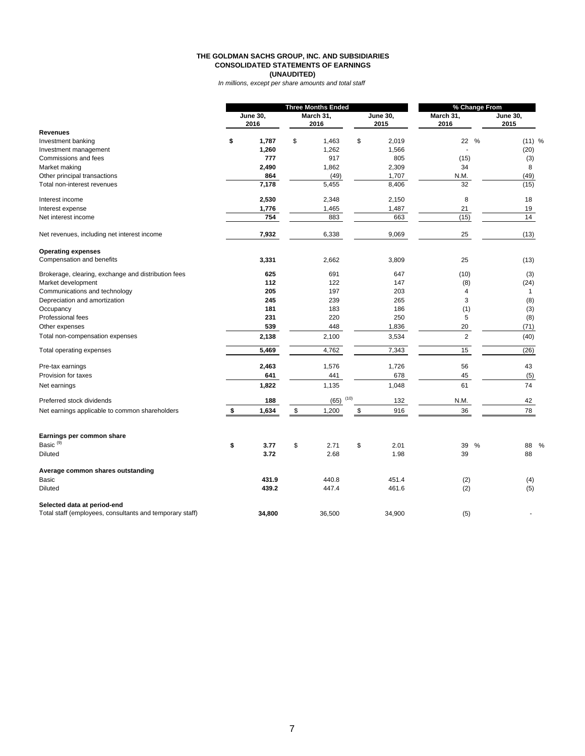**THE GOLDMAN SACHS GROUP, INC. AND SUBSIDIARIES**
**CONSOLIDATED STATEMENTS OF EARNINGS**
**(UNAUDITED)**
*In millions, except per share amounts and total staff*

| | Three Months Ended | | | % Change From | |
|---|---|---|---|---|---|
| | **June 30, 2016** | **March 31, 2016** | **June 30, 2015** | **March 31, 2016** | **June 30, 2015** |
| **Revenues** | | | | | |
| Investment banking | **$ 1,787** | $ 1,463 | $ 2,019 | 22 % | (11) % |
| Investment management | **1,260** | 1,262 | 1,566 | - | (20) |
| Commissions and fees | **777** | 917 | 805 | (15) | (3) |
| Market making | **2,490** | 1,862 | 2,309 | 34 | 8 |
| Other principal transactions | **864** | (49) | 1,707 | N.M. | (49) |
| Total non-interest revenues | **7,178** | 5,455 | 8,406 | 32 | (15) |
| | | | | | |
| Interest income | **2,530** | 2,348 | 2,150 | 8 | 18 |
| Interest expense | **1,776** | 1,465 | 1,487 | 21 | 19 |
| Net interest income | **754** | 883 | 663 | (15) | 14 |
| | | | | | |
| Net revenues, including net interest income | **7,932** | 6,338 | 9,069 | 25 | (13) |
| | | | | | |
| **Operating expenses** | | | | | |
| Compensation and benefits | **3,331** | 2,662 | 3,809 | 25 | (13) |
| | | | | | |
| Brokerage, clearing, exchange and distribution fees | **625** | 691 | 647 | (10) | (3) |
| Market development | **112** | 122 | 147 | (8) | (24) |
| Communications and technology | **205** | 197 | 203 | 4 | 1 |
| Depreciation and amortization | **245** | 239 | 265 | 3 | (8) |
| Occupancy | **181** | 183 | 186 | (1) | (3) |
| Professional fees | **231** | 220 | 250 | 5 | (8) |
| Other expenses | **539** | 448 | 1,836 | 20 | (71) |
| Total non-compensation expenses | **2,138** | 2,100 | 3,534 | 2 | (40) |
| | | | | | |
| Total operating expenses | **5,469** | 4,762 | 7,343 | 15 | (26) |
| | | | | | |
| Pre-tax earnings | **2,463** | 1,576 | 1,726 | 56 | 43 |
| Provision for taxes | **641** | 441 | 678 | 45 | (5) |
| Net earnings | **1,822** | 1,135 | 1,048 | 61 | 74 |
| | | | | | |
| Preferred stock dividends | **188** | (65) [10] | 132 | N.M. | 42 |
| Net earnings applicable to common shareholders | **$ 1,634** | $ 1,200 | $ 916 | 36 | 78 |
| | | | | | |
| **Earnings per common share** | | | | | |
| Basic [9] | **$ 3.77** | $ 2.71 | $ 2.01 | 39 % | 88 % |
| Diluted | **3.72** | 2.68 | 1.98 | 39 | 88 |
| | | | | | |
| **Average common shares outstanding** | | | | | |
| Basic | **431.9** | 440.8 | 451.4 | (2) | (4) |
| Diluted | **439.2** | 447.4 | 461.6 | (2) | (5) |
| | | | | | |
| **Selected data at period-end** | | | | | |
| Total staff (employees, consultants and temporary staff) | **34,800** | 36,500 | 34,900 | (5) | - |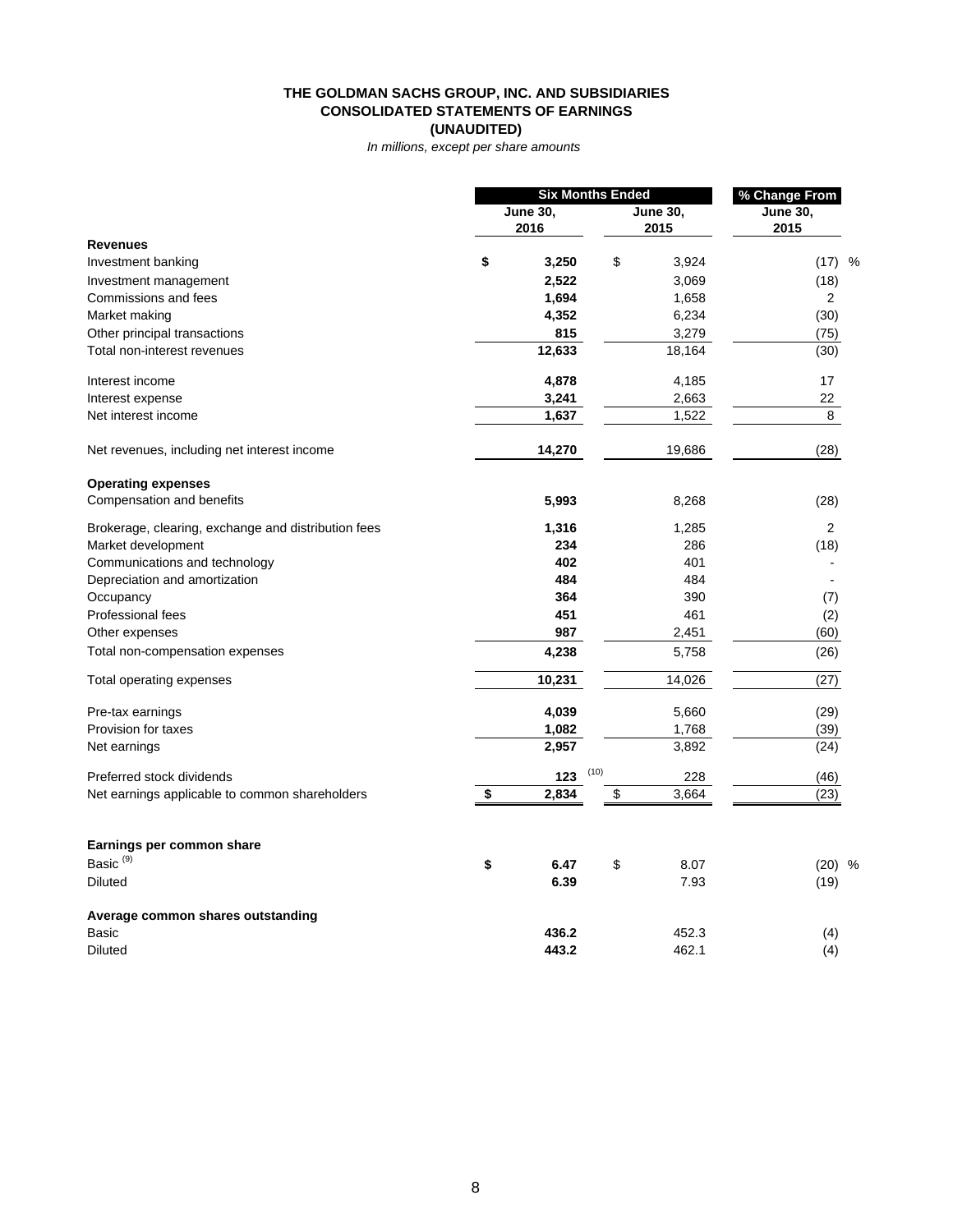# THE GOLDMAN SACHS GROUP, INC. AND SUBSIDIARIES
## CONSOLIDATED STATEMENTS OF EARNINGS
## (UNAUDITED)

*In millions, except per share amounts*

| | Six Months Ended | | % Change From |
|---|---|---|---|
| | June 30, 2016 | June 30, 2015 | June 30, 2015 |
| **Revenues** | | | |
| Investment banking | **$ 3,250** | $ 3,924 | (17) % |
| Investment management | **2,522** | 3,069 | (18) |
| Commissions and fees | **1,694** | 1,658 | 2 |
| Market making | **4,352** | 6,234 | (30) |
| Other principal transactions | **815** | 3,279 | (75) |
| Total non-interest revenues | **12,633** | 18,164 | (30) |
| | | | |
| Interest income | **4,878** | 4,185 | 17 |
| Interest expense | **3,241** | 2,663 | 22 |
| Net interest income | **1,637** | 1,522 | 8 |
| | | | |
| Net revenues, including net interest income | **14,270** | 19,686 | (28) |
| | | | |
| **Operating expenses** | | | |
| Compensation and benefits | **5,993** | 8,268 | (28) |
| | | | |
| Brokerage, clearing, exchange and distribution fees | **1,316** | 1,285 | 2 |
| Market development | **234** | 286 | (18) |
| Communications and technology | **402** | 401 | - |
| Depreciation and amortization | **484** | 484 | - |
| Occupancy | **364** | 390 | (7) |
| Professional fees | **451** | 461 | (2) |
| Other expenses | **987** | 2,451 | (60) |
| Total non-compensation expenses | **4,238** | 5,758 | (26) |
| | | | |
| Total operating expenses | **10,231** | 14,026 | (27) |
| | | | |
| Pre-tax earnings | **4,039** | 5,660 | (29) |
| Provision for taxes | **1,082** | 1,768 | (39) |
| Net earnings | **2,957** | 3,892 | (24) |
| | | | |
| Preferred stock dividends | **123** (10) | 228 | (46) |
| Net earnings applicable to common shareholders | **$ 2,834** | $ 3,664 | (23) |
| | | | |
| **Earnings per common share** | | | |
| Basic (9) | **$ 6.47** | $ 8.07 | (20) % |
| Diluted | **6.39** | 7.93 | (19) |
| | | | |
| **Average common shares outstanding** | | | |
| Basic | **436.2** | 452.3 | (4) |
| Diluted | **443.2** | 462.1 | (4) |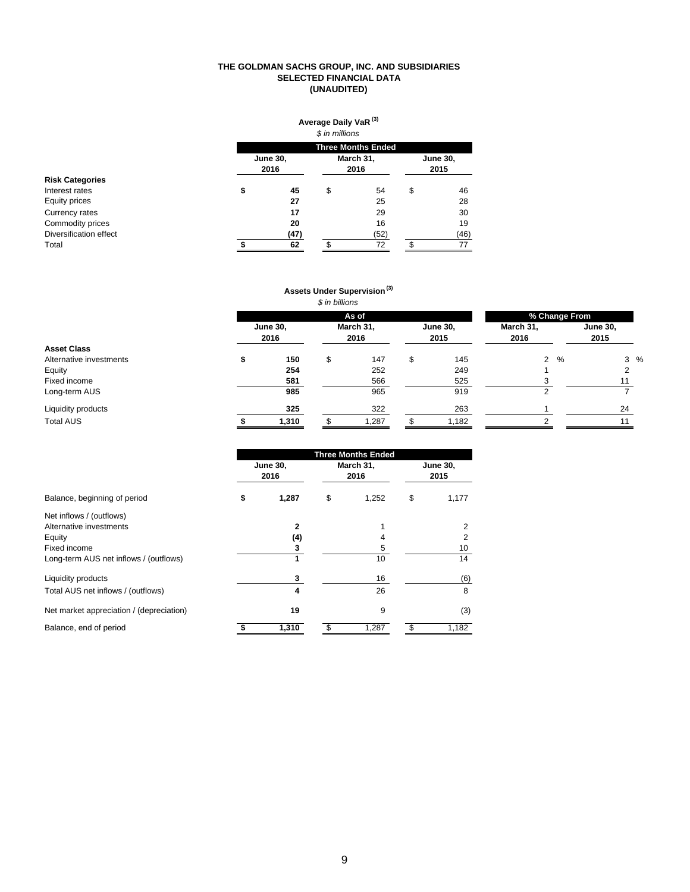**THE GOLDMAN SACHS GROUP, INC. AND SUBSIDIARIES**
**SELECTED FINANCIAL DATA**
**(UNAUDITED)**

**Average Daily VaR [3]**

*$ in millions*

| | Three Months Ended | | |
|---|---|---|---|
| | June 30, 2016 | March 31, 2016 | June 30, 2015 |
| **Risk Categories** | | | |
| Interest rates | $ 45 | $ 54 | $ 46 |
| Equity prices | 27 | 25 | 28 |
| Currency rates | 17 | 29 | 30 |
| Commodity prices | 20 | 16 | 19 |
| Diversification effect | (47) | (52) | (46) |
| Total | $ 62 | $ 72 | $ 77 |

**Assets Under Supervision [3]**

*$ in billions*

| | As of | | | % Change From | |
|---|---|---|---|---|---|
| | June 30, 2016 | March 31, 2016 | June 30, 2015 | March 31, 2016 | June 30, 2015 |
| **Asset Class** | | | | | |
| Alternative investments | $ 150 | $ 147 | $ 145 | 2 % | 3 % |
| Equity | 254 | 252 | 249 | 1 | 2 |
| Fixed income | 581 | 566 | 525 | 3 | 11 |
| Long-term AUS | 985 | 965 | 919 | 2 | 7 |
| Liquidity products | 325 | 322 | 263 | 1 | 24 |
| Total AUS | $ 1,310 | $ 1,287 | $ 1,182 | 2 | 11 |

| | Three Months Ended | | |
|---|---|---|---|
| | June 30, 2016 | March 31, 2016 | June 30, 2015 |
| Balance, beginning of period | $ 1,287 | $ 1,252 | $ 1,177 |
| Net inflows / (outflows) | | | |
| Alternative investments | 2 | 1 | 2 |
| Equity | (4) | 4 | 2 |
| Fixed income | 3 | 5 | 10 |
| Long-term AUS net inflows / (outflows) | 1 | 10 | 14 |
| Liquidity products | 3 | 16 | (6) |
| Total AUS net inflows / (outflows) | 4 | 26 | 8 |
| Net market appreciation / (depreciation) | 19 | 9 | (3) |
| Balance, end of period | $ 1,310 | $ 1,287 | $ 1,182 |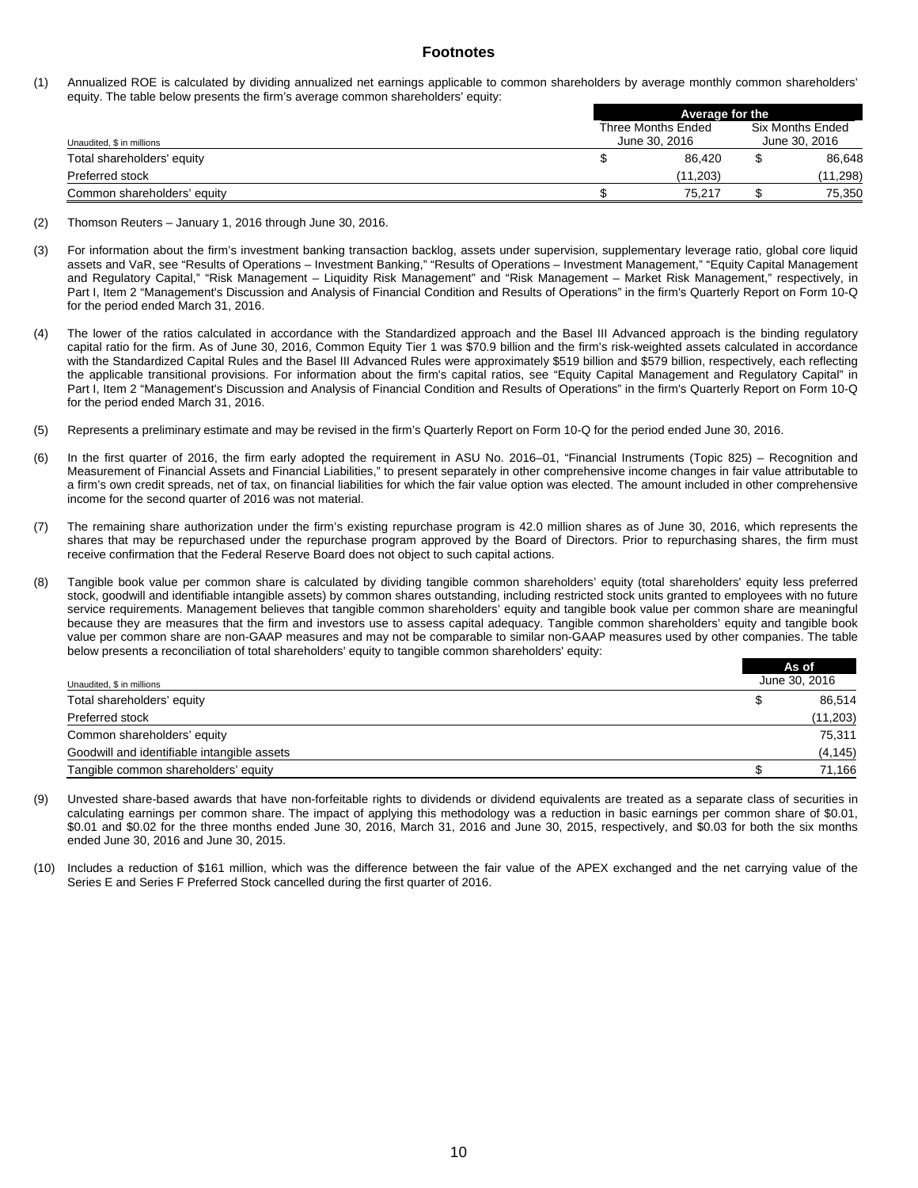## Footnotes

(1) Annualized ROE is calculated by dividing annualized net earnings applicable to common shareholders by average monthly common shareholders' equity. The table below presents the firm's average common shareholders' equity:

| Unaudited, $ in millions | Average for the Three Months Ended June 30, 2016 | Average for the Six Months Ended June 30, 2016 |
|---|---|---|
| Total shareholders' equity | $ 86,420 | $ 86,648 |
| Preferred stock | (11,203) | (11,298) |
| Common shareholders' equity | $ 75,217 | $ 75,350 |

(2) Thomson Reuters – January 1, 2016 through June 30, 2016.

(3) For information about the firm's investment banking transaction backlog, assets under supervision, supplementary leverage ratio, global core liquid assets and VaR, see "Results of Operations – Investment Banking," "Results of Operations – Investment Management," "Equity Capital Management and Regulatory Capital," "Risk Management – Liquidity Risk Management" and "Risk Management – Market Risk Management," respectively, in Part I, Item 2 "Management's Discussion and Analysis of Financial Condition and Results of Operations" in the firm's Quarterly Report on Form 10-Q for the period ended March 31, 2016.

(4) The lower of the ratios calculated in accordance with the Standardized approach and the Basel III Advanced approach is the binding regulatory capital ratio for the firm. As of June 30, 2016, Common Equity Tier 1 was $70.9 billion and the firm's risk-weighted assets calculated in accordance with the Standardized Capital Rules and the Basel III Advanced Rules were approximately $519 billion and $579 billion, respectively, each reflecting the applicable transitional provisions. For information about the firm's capital ratios, see "Equity Capital Management and Regulatory Capital" in Part I, Item 2 "Management's Discussion and Analysis of Financial Condition and Results of Operations" in the firm's Quarterly Report on Form 10-Q for the period ended March 31, 2016.

(5) Represents a preliminary estimate and may be revised in the firm's Quarterly Report on Form 10-Q for the period ended June 30, 2016.

(6) In the first quarter of 2016, the firm early adopted the requirement in ASU No. 2016–01, "Financial Instruments (Topic 825) – Recognition and Measurement of Financial Assets and Financial Liabilities," to present separately in other comprehensive income changes in fair value attributable to a firm's own credit spreads, net of tax, on financial liabilities for which the fair value option was elected. The amount included in other comprehensive income for the second quarter of 2016 was not material.

(7) The remaining share authorization under the firm's existing repurchase program is 42.0 million shares as of June 30, 2016, which represents the shares that may be repurchased under the repurchase program approved by the Board of Directors. Prior to repurchasing shares, the firm must receive confirmation that the Federal Reserve Board does not object to such capital actions.

(8) Tangible book value per common share is calculated by dividing tangible common shareholders' equity (total shareholders' equity less preferred stock, goodwill and identifiable intangible assets) by common shares outstanding, including restricted stock units granted to employees with no future service requirements. Management believes that tangible common shareholders' equity and tangible book value per common share are meaningful because they are measures that the firm and investors use to assess capital adequacy. Tangible common shareholders' equity and tangible book value per common share are non-GAAP measures and may not be comparable to similar non-GAAP measures used by other companies. The table below presents a reconciliation of total shareholders' equity to tangible common shareholders' equity:

| Unaudited, $ in millions | As of June 30, 2016 |
|---|---|
| Total shareholders' equity | $ 86,514 |
| Preferred stock | (11,203) |
| Common shareholders' equity | 75,311 |
| Goodwill and identifiable intangible assets | (4,145) |
| Tangible common shareholders' equity | $ 71,166 |

(9) Unvested share-based awards that have non-forfeitable rights to dividends or dividend equivalents are treated as a separate class of securities in calculating earnings per common share. The impact of applying this methodology was a reduction in basic earnings per common share of $0.01, $0.01 and $0.02 for the three months ended June 30, 2016, March 31, 2016 and June 30, 2015, respectively, and $0.03 for both the six months ended June 30, 2016 and June 30, 2015.

(10) Includes a reduction of $161 million, which was the difference between the fair value of the APEX exchanged and the net carrying value of the Series E and Series F Preferred Stock cancelled during the first quarter of 2016.